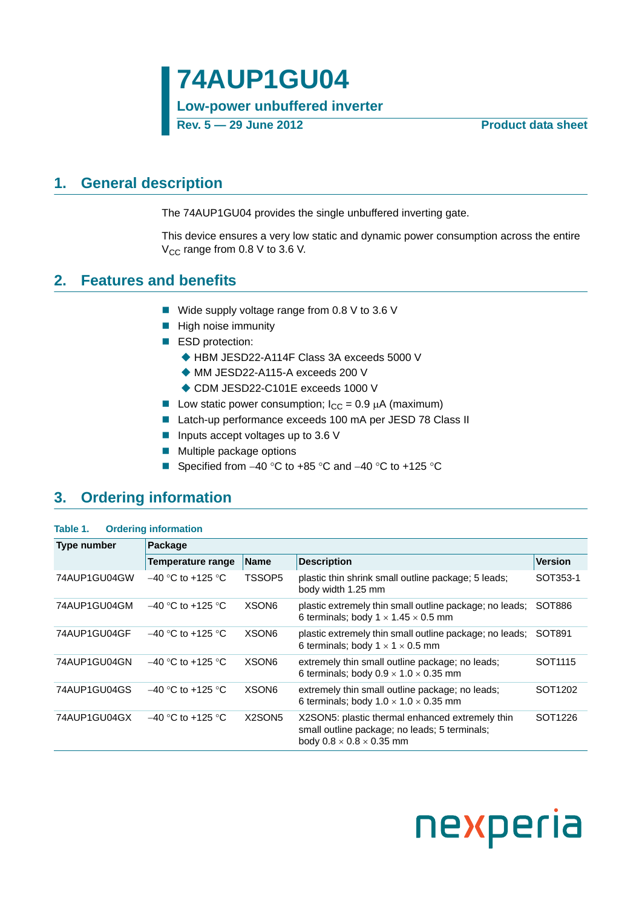# 74AUP1GU04

**Low-power unbuffered inverter**

**Rev. 5 — 29 June 2012** **Product data sheet**

## 1. General description

The 74AUP1GU04 provides the single unbuffered inverting gate.

This device ensures a very low static and dynamic power consumption across the entire $V_{CC}$ range from 0.8 V to 3.6 V.

## 2. Features and benefits

- Wide supply voltage range from 0.8 V to 3.6 V
- High noise immunity
- ESD protection:
  - HBM JESD22-A114F Class 3A exceeds 5000 V
  - MM JESD22-A115-A exceeds 200 V
  - CDM JESD22-C101E exceeds 1000 V
- Low static power consumption; $I_{CC}$ = 0.9 μA (maximum)
- Latch-up performance exceeds 100 mA per JESD 78 Class II
- Inputs accept voltages up to 3.6 V
- Multiple package options
- Specified from –40 °C to +85 °C and –40 °C to +125 °C

## 3. Ordering information

**Table 1. Ordering information**

| Type number | Package | | | |
|---|---|---|---|---|
| | Temperature range | Name | Description | Version |
| 74AUP1GU04GW | –40 °C to +125 °C | TSSOP5 | plastic thin shrink small outline package; 5 leads; body width 1.25 mm | SOT353-1 |
| 74AUP1GU04GM | –40 °C to +125 °C | XSON6 | plastic extremely thin small outline package; no leads; 6 terminals; body 1 × 1.45 × 0.5 mm | SOT886 |
| 74AUP1GU04GF | –40 °C to +125 °C | XSON6 | plastic extremely thin small outline package; no leads; 6 terminals; body 1 × 1 × 0.5 mm | SOT891 |
| 74AUP1GU04GN | –40 °C to +125 °C | XSON6 | extremely thin small outline package; no leads; 6 terminals; body 0.9 × 1.0 × 0.35 mm | SOT1115 |
| 74AUP1GU04GS | –40 °C to +125 °C | XSON6 | extremely thin small outline package; no leads; 6 terminals; body 1.0 × 1.0 × 0.35 mm | SOT1202 |
| 74AUP1GU04GX | –40 °C to +125 °C | X2SON5 | X2SON5: plastic thermal enhanced extremely thin small outline package; no leads; 5 terminals; body 0.8 × 0.8 × 0.35 mm | SOT1226 |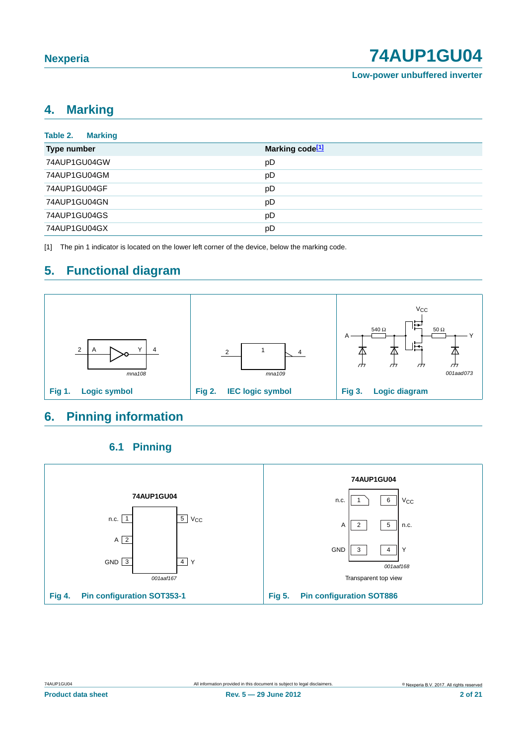## 4. Marking

**Table 2. Marking**

| Type number | Marking code[1] |
|---|---|
| 74AUP1GU04GW | pD |
| 74AUP1GU04GM | pD |
| 74AUP1GU04GF | pD |
| 74AUP1GU04GN | pD |
| 74AUP1GU04GS | pD |
| 74AUP1GU04GX | pD |

[1] The pin 1 indicator is located on the lower left corner of the device, below the marking code.

## 5. Functional diagram

**Fig 1. Logic symbol**

**Fig 2. IEC logic symbol**

**Fig 3. Logic diagram**

## 6. Pinning information

### 6.1 Pinning

**Fig 4. Pin configuration SOT353-1**

**Fig 5. Pin configuration SOT886**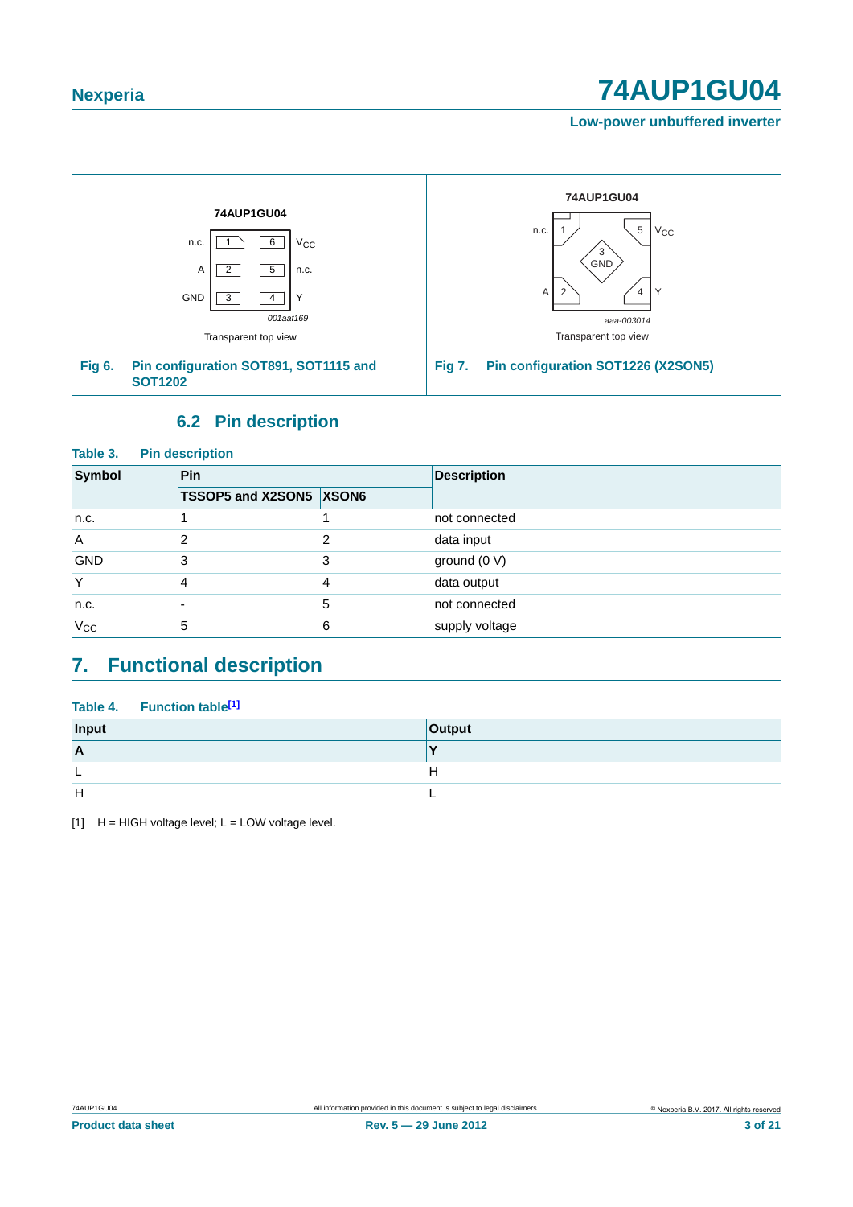74AUP1GU04

| n.c. | 1 | 6 | $V_{CC}$ |
|---|---|---|---|
| A | 2 | 5 | n.c. |
| GND | 3 | 4 | Y |

001aaf169

Transparent top view

**Fig 6. Pin configuration SOT891, SOT1115 and SOT1202**

74AUP1GU04

n.c. 1, 5 $V_{CC}$, 3 GND, A 2, 4 Y

aaa-003014

Transparent top view

**Fig 7. Pin configuration SOT1226 (X2SON5)**

### 6.2 Pin description

**Table 3. Pin description**

| Symbol | Pin | | Description |
|---|---|---|---|
| | TSSOP5 and X2SON5 | XSON6 | |
| n.c. | 1 | 1 | not connected |
| A | 2 | 2 | data input |
| GND | 3 | 3 | ground (0 V) |
| Y | 4 | 4 | data output |
| n.c. | - | 5 | not connected |
| $V_{CC}$ | 5 | 6 | supply voltage |

## 7. Functional description

**Table 4. Function table[1]**

| Input | Output |
|---|---|
| A | Y |
| L | H |
| H | L |

[1] H = HIGH voltage level; L = LOW voltage level.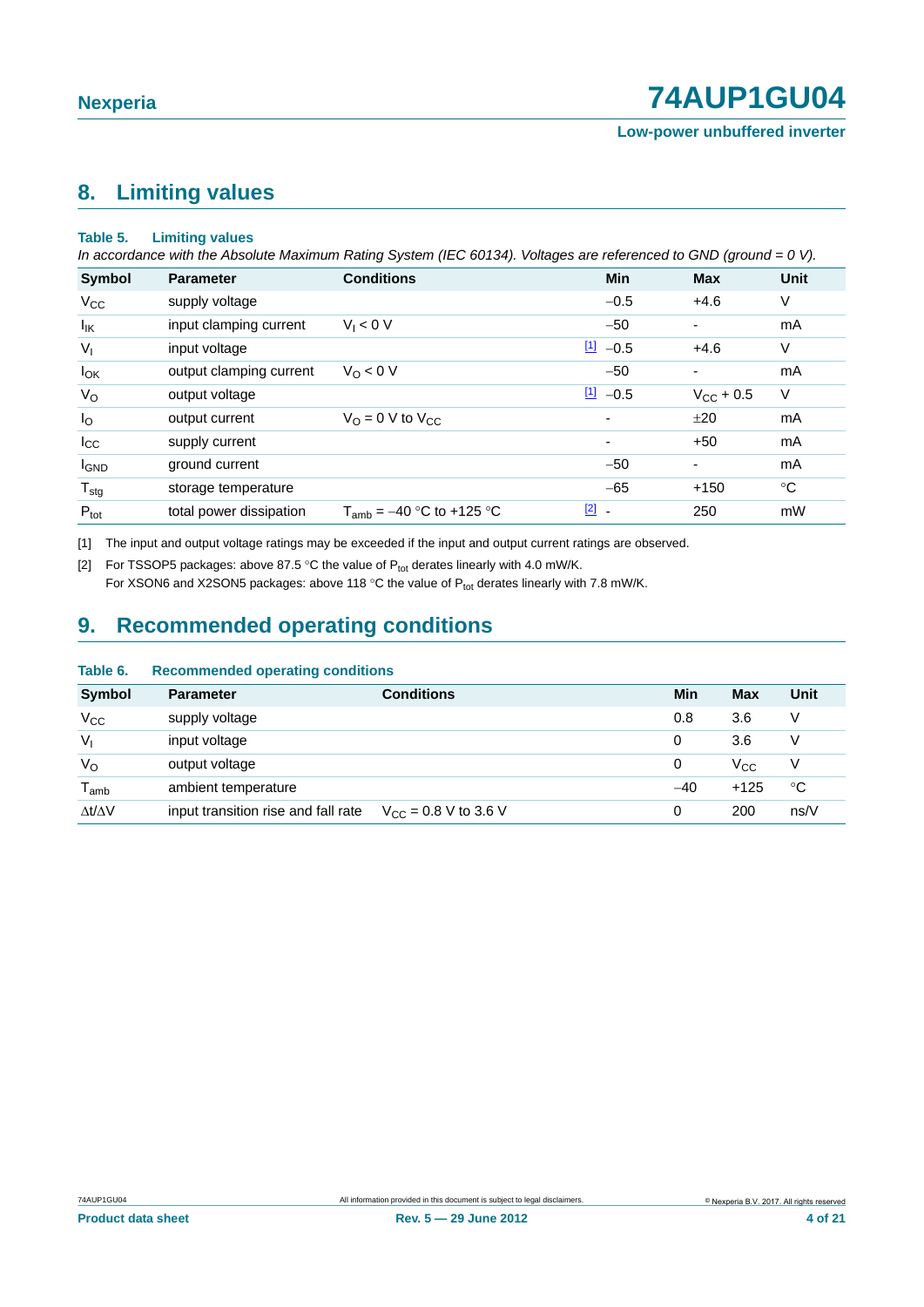## 8. Limiting values

**Table 5. Limiting values**

*In accordance with the Absolute Maximum Rating System (IEC 60134). Voltages are referenced to GND (ground = 0 V).*

| Symbol | Parameter | Conditions | | Min | Max | Unit |
|---|---|---|---|---|---|---|
| $V_{CC}$ | supply voltage | | | −0.5 | +4.6 | V |
| $I_{IK}$ | input clamping current | $V_I < 0$ V | | −50 | - | mA |
| $V_I$ | input voltage | | [1] | −0.5 | +4.6 | V |
| $I_{OK}$ | output clamping current | $V_O < 0$ V | | −50 | - | mA |
| $V_O$ | output voltage | | [1] | −0.5 | $V_{CC}$ + 0.5 | V |
| $I_O$ | output current | $V_O$ = 0 V to $V_{CC}$ | | - | ±20 | mA |
| $I_{CC}$ | supply current | | | - | +50 | mA |
| $I_{GND}$ | ground current | | | −50 | - | mA |
| $T_{stg}$ | storage temperature | | | −65 | +150 | °C |
| $P_{tot}$ | total power dissipation | $T_{amb}$ = −40 °C to +125 °C | [2] | - | 250 | mW |

[1] The input and output voltage ratings may be exceeded if the input and output current ratings are observed.

[2] For TSSOP5 packages: above 87.5 °C the value of $P_{tot}$ derates linearly with 4.0 mW/K.
For XSON6 and X2SON5 packages: above 118 °C the value of $P_{tot}$ derates linearly with 7.8 mW/K.

## 9. Recommended operating conditions

**Table 6. Recommended operating conditions**

| Symbol | Parameter | Conditions | Min | Max | Unit |
|---|---|---|---|---|---|
| $V_{CC}$ | supply voltage | | 0.8 | 3.6 | V |
| $V_I$ | input voltage | | 0 | 3.6 | V |
| $V_O$ | output voltage | | 0 | $V_{CC}$ | V |
| $T_{amb}$ | ambient temperature | | −40 | +125 | °C |
| $\Delta t/\Delta V$ | input transition rise and fall rate | $V_{CC}$ = 0.8 V to 3.6 V | 0 | 200 | ns/V |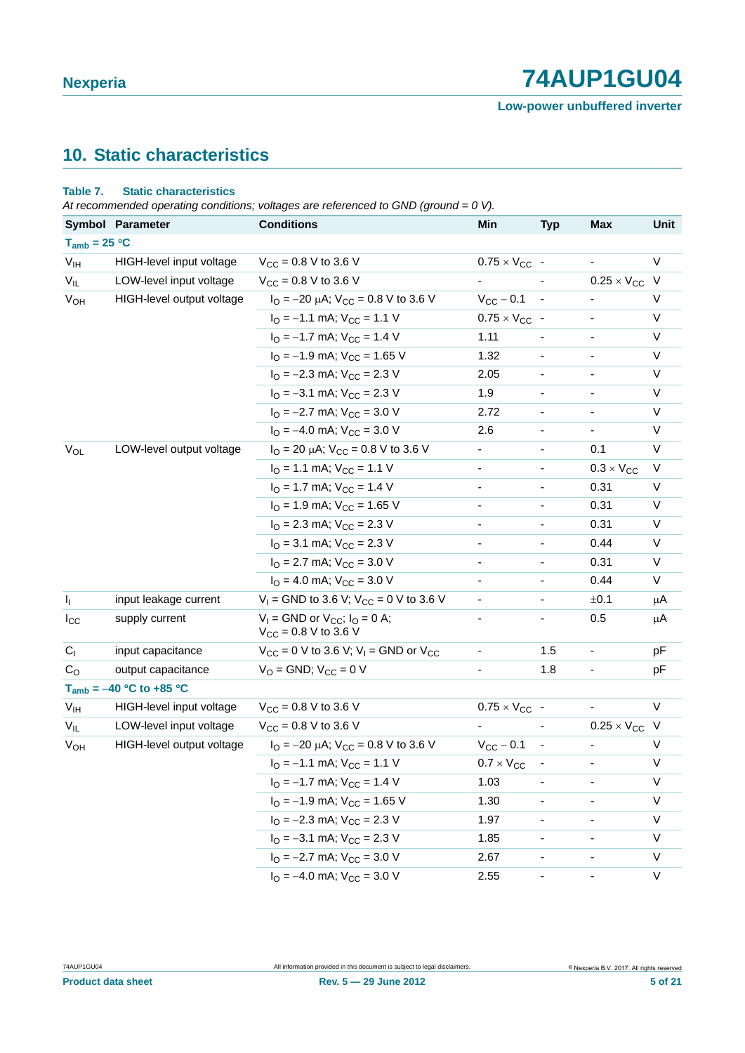## 10. Static characteristics

**Table 7. Static characteristics**

*At recommended operating conditions; voltages are referenced to GND (ground = 0 V).*

| Symbol | Parameter | Conditions | Min | Typ | Max | Unit |
|---|---|---|---|---|---|---|
| $T_{amb}$ = 25 °C | | | | | | |
| $V_{IH}$ | HIGH-level input voltage | $V_{CC}$ = 0.8 V to 3.6 V | 0.75 × $V_{CC}$ | - | - | V |
| $V_{IL}$ | LOW-level input voltage | $V_{CC}$ = 0.8 V to 3.6 V | - | - | 0.25 × $V_{CC}$ | V |
| $V_{OH}$ | HIGH-level output voltage | $I_O$ = −20 μA; $V_{CC}$ = 0.8 V to 3.6 V | $V_{CC}$ − 0.1 | - | - | V |
| | | $I_O$ = −1.1 mA; $V_{CC}$ = 1.1 V | 0.75 × $V_{CC}$ | - | - | V |
| | | $I_O$ = −1.7 mA; $V_{CC}$ = 1.4 V | 1.11 | - | - | V |
| | | $I_O$ = −1.9 mA; $V_{CC}$ = 1.65 V | 1.32 | - | - | V |
| | | $I_O$ = −2.3 mA; $V_{CC}$ = 2.3 V | 2.05 | - | - | V |
| | | $I_O$ = −3.1 mA; $V_{CC}$ = 2.3 V | 1.9 | - | - | V |
| | | $I_O$ = −2.7 mA; $V_{CC}$ = 3.0 V | 2.72 | - | - | V |
| | | $I_O$ = −4.0 mA; $V_{CC}$ = 3.0 V | 2.6 | - | - | V |
| $V_{OL}$ | LOW-level output voltage | $I_O$ = 20 μA; $V_{CC}$ = 0.8 V to 3.6 V | - | - | 0.1 | V |
| | | $I_O$ = 1.1 mA; $V_{CC}$ = 1.1 V | - | - | 0.3 × $V_{CC}$ | V |
| | | $I_O$ = 1.7 mA; $V_{CC}$ = 1.4 V | - | - | 0.31 | V |
| | | $I_O$ = 1.9 mA; $V_{CC}$ = 1.65 V | - | - | 0.31 | V |
| | | $I_O$ = 2.3 mA; $V_{CC}$ = 2.3 V | - | - | 0.31 | V |
| | | $I_O$ = 3.1 mA; $V_{CC}$ = 2.3 V | - | - | 0.44 | V |
| | | $I_O$ = 2.7 mA; $V_{CC}$ = 3.0 V | - | - | 0.31 | V |
| | | $I_O$ = 4.0 mA; $V_{CC}$ = 3.0 V | - | - | 0.44 | V |
| $I_I$ | input leakage current | $V_I$ = GND to 3.6 V; $V_{CC}$ = 0 V to 3.6 V | - | - | ±0.1 | μA |
| $I_{CC}$ | supply current | $V_I$ = GND or $V_{CC}$; $I_O$ = 0 A; $V_{CC}$ = 0.8 V to 3.6 V | - | - | 0.5 | μA |
| $C_I$ | input capacitance | $V_{CC}$ = 0 V to 3.6 V; $V_I$ = GND or $V_{CC}$ | - | 1.5 | - | pF |
| $C_O$ | output capacitance | $V_O$ = GND; $V_{CC}$ = 0 V | - | 1.8 | - | pF |
| $T_{amb}$ = −40 °C to +85 °C | | | | | | |
| $V_{IH}$ | HIGH-level input voltage | $V_{CC}$ = 0.8 V to 3.6 V | 0.75 × $V_{CC}$ | - | - | V |
| $V_{IL}$ | LOW-level input voltage | $V_{CC}$ = 0.8 V to 3.6 V | - | - | 0.25 × $V_{CC}$ | V |
| $V_{OH}$ | HIGH-level output voltage | $I_O$ = −20 μA; $V_{CC}$ = 0.8 V to 3.6 V | $V_{CC}$ − 0.1 | - | - | V |
| | | $I_O$ = −1.1 mA; $V_{CC}$ = 1.1 V | 0.7 × $V_{CC}$ | - | - | V |
| | | $I_O$ = −1.7 mA; $V_{CC}$ = 1.4 V | 1.03 | - | - | V |
| | | $I_O$ = −1.9 mA; $V_{CC}$ = 1.65 V | 1.30 | - | - | V |
| | | $I_O$ = −2.3 mA; $V_{CC}$ = 2.3 V | 1.97 | - | - | V |
| | | $I_O$ = −3.1 mA; $V_{CC}$ = 2.3 V | 1.85 | - | - | V |
| | | $I_O$ = −2.7 mA; $V_{CC}$ = 3.0 V | 2.67 | - | - | V |
| | | $I_O$ = −4.0 mA; $V_{CC}$ = 3.0 V | 2.55 | - | - | V |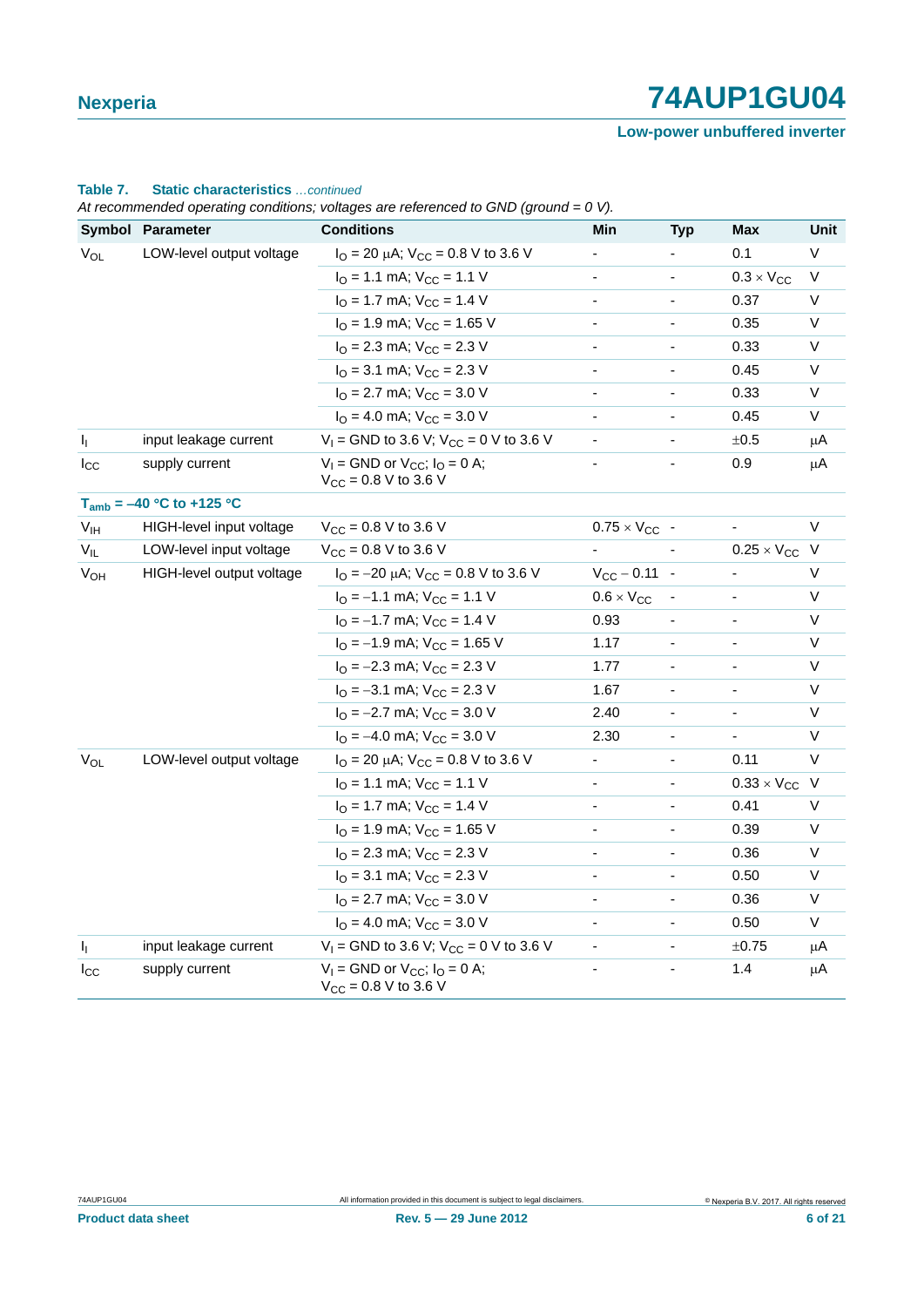**Table 7. Static characteristics** *...continued*

*At recommended operating conditions; voltages are referenced to GND (ground = 0 V).*

| Symbol | Parameter | Conditions | Min | Typ | Max | Unit |
|---|---|---|---|---|---|---|
| $V_{OL}$ | LOW-level output voltage | $I_O$ = 20 μA; $V_{CC}$ = 0.8 V to 3.6 V | - | - | 0.1 | V |
| | | $I_O$ = 1.1 mA; $V_{CC}$ = 1.1 V | - | - | 0.3 × $V_{CC}$ | V |
| | | $I_O$ = 1.7 mA; $V_{CC}$ = 1.4 V | - | - | 0.37 | V |
| | | $I_O$ = 1.9 mA; $V_{CC}$ = 1.65 V | - | - | 0.35 | V |
| | | $I_O$ = 2.3 mA; $V_{CC}$ = 2.3 V | - | - | 0.33 | V |
| | | $I_O$ = 3.1 mA; $V_{CC}$ = 2.3 V | - | - | 0.45 | V |
| | | $I_O$ = 2.7 mA; $V_{CC}$ = 3.0 V | - | - | 0.33 | V |
| | | $I_O$ = 4.0 mA; $V_{CC}$ = 3.0 V | - | - | 0.45 | V |
| $I_I$ | input leakage current | $V_I$ = GND to 3.6 V; $V_{CC}$ = 0 V to 3.6 V | - | - | ±0.5 | μA |
| $I_{CC}$ | supply current | $V_I$ = GND or $V_{CC}$; $I_O$ = 0 A; $V_{CC}$ = 0.8 V to 3.6 V | - | - | 0.9 | μA |
| **$T_{amb}$ = −40 °C to +125 °C** | | | | | | |
| $V_{IH}$ | HIGH-level input voltage | $V_{CC}$ = 0.8 V to 3.6 V | 0.75 × $V_{CC}$ | - | - | V |
| $V_{IL}$ | LOW-level input voltage | $V_{CC}$ = 0.8 V to 3.6 V | - | - | 0.25 × $V_{CC}$ | V |
| $V_{OH}$ | HIGH-level output voltage | $I_O$ = −20 μA; $V_{CC}$ = 0.8 V to 3.6 V | $V_{CC}$ − 0.11 | - | - | V |
| | | $I_O$ = −1.1 mA; $V_{CC}$ = 1.1 V | 0.6 × $V_{CC}$ | - | - | V |
| | | $I_O$ = −1.7 mA; $V_{CC}$ = 1.4 V | 0.93 | - | - | V |
| | | $I_O$ = −1.9 mA; $V_{CC}$ = 1.65 V | 1.17 | - | - | V |
| | | $I_O$ = −2.3 mA; $V_{CC}$ = 2.3 V | 1.77 | - | - | V |
| | | $I_O$ = −3.1 mA; $V_{CC}$ = 2.3 V | 1.67 | - | - | V |
| | | $I_O$ = −2.7 mA; $V_{CC}$ = 3.0 V | 2.40 | - | - | V |
| | | $I_O$ = −4.0 mA; $V_{CC}$ = 3.0 V | 2.30 | - | - | V |
| $V_{OL}$ | LOW-level output voltage | $I_O$ = 20 μA; $V_{CC}$ = 0.8 V to 3.6 V | - | - | 0.11 | V |
| | | $I_O$ = 1.1 mA; $V_{CC}$ = 1.1 V | - | - | 0.33 × $V_{CC}$ | V |
| | | $I_O$ = 1.7 mA; $V_{CC}$ = 1.4 V | - | - | 0.41 | V |
| | | $I_O$ = 1.9 mA; $V_{CC}$ = 1.65 V | - | - | 0.39 | V |
| | | $I_O$ = 2.3 mA; $V_{CC}$ = 2.3 V | - | - | 0.36 | V |
| | | $I_O$ = 3.1 mA; $V_{CC}$ = 2.3 V | - | - | 0.50 | V |
| | | $I_O$ = 2.7 mA; $V_{CC}$ = 3.0 V | - | - | 0.36 | V |
| | | $I_O$ = 4.0 mA; $V_{CC}$ = 3.0 V | - | - | 0.50 | V |
| $I_I$ | input leakage current | $V_I$ = GND to 3.6 V; $V_{CC}$ = 0 V to 3.6 V | - | - | ±0.75 | μA |
| $I_{CC}$ | supply current | $V_I$ = GND or $V_{CC}$; $I_O$ = 0 A; $V_{CC}$ = 0.8 V to 3.6 V | - | - | 1.4 | μA |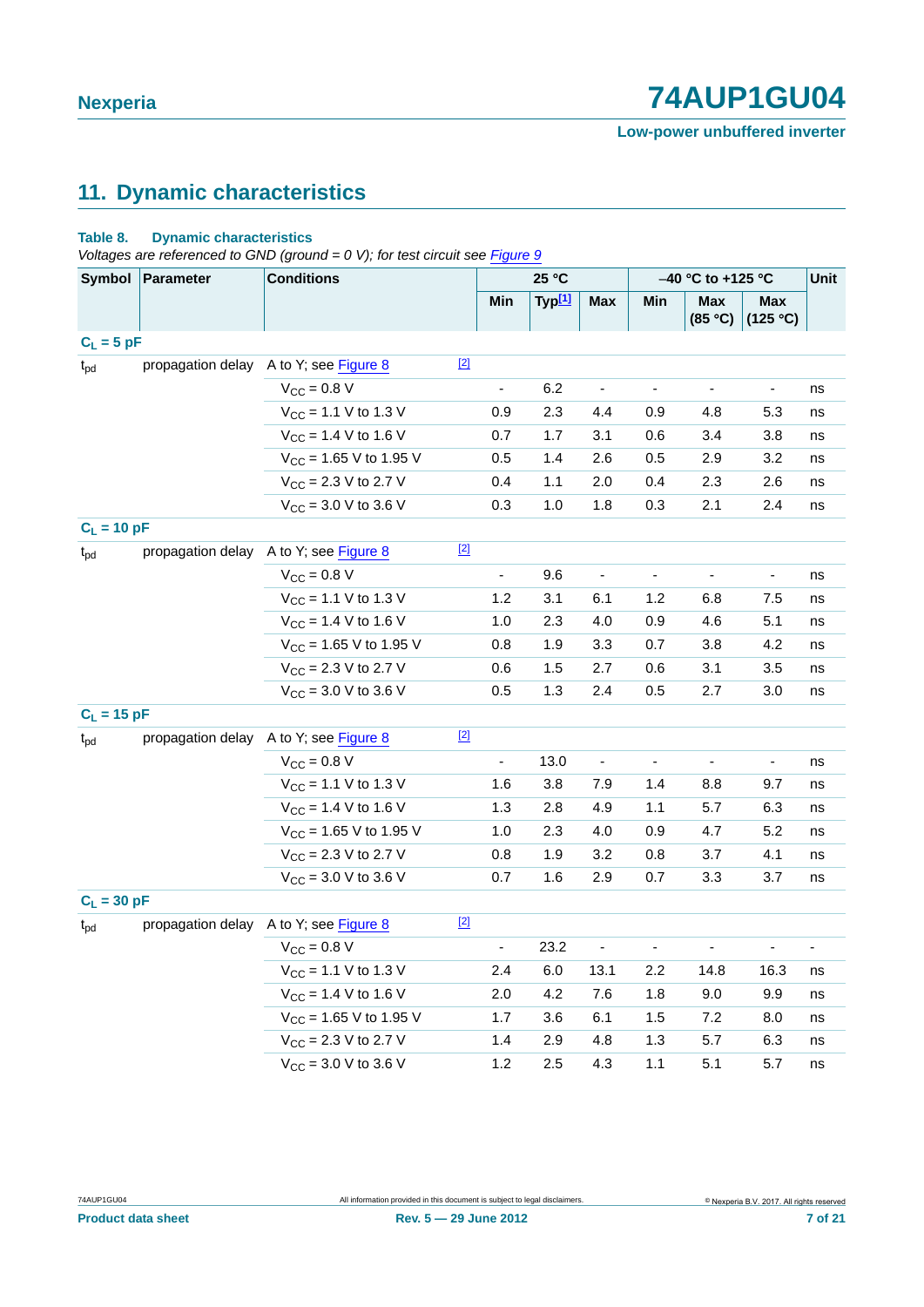## 11. Dynamic characteristics

**Table 8. Dynamic characteristics**

*Voltages are referenced to GND (ground = 0 V); for test circuit see Figure 9*

| Symbol | Parameter | Conditions | | 25 °C | | | −40 °C to +125 °C | | | Unit |
|---|---|---|---|---|---|---|---|---|---|---|
| | | | | Min | Typ[1] | Max | Min | Max (85 °C) | Max (125 °C) | |
| **$C_L$ = 5 pF** | | | | | | | | | | |
| $t_{pd}$ | propagation delay | A to Y; see Figure 8 | [2] | | | | | | | |
| | | $V_{CC}$ = 0.8 V | | - | 6.2 | - | - | - | - | ns |
| | | $V_{CC}$ = 1.1 V to 1.3 V | | 0.9 | 2.3 | 4.4 | 0.9 | 4.8 | 5.3 | ns |
| | | $V_{CC}$ = 1.4 V to 1.6 V | | 0.7 | 1.7 | 3.1 | 0.6 | 3.4 | 3.8 | ns |
| | | $V_{CC}$ = 1.65 V to 1.95 V | | 0.5 | 1.4 | 2.6 | 0.5 | 2.9 | 3.2 | ns |
| | | $V_{CC}$ = 2.3 V to 2.7 V | | 0.4 | 1.1 | 2.0 | 0.4 | 2.3 | 2.6 | ns |
| | | $V_{CC}$ = 3.0 V to 3.6 V | | 0.3 | 1.0 | 1.8 | 0.3 | 2.1 | 2.4 | ns |
| **$C_L$ = 10 pF** | | | | | | | | | | |
| $t_{pd}$ | propagation delay | A to Y; see Figure 8 | [2] | | | | | | | |
| | | $V_{CC}$ = 0.8 V | | - | 9.6 | - | - | - | - | ns |
| | | $V_{CC}$ = 1.1 V to 1.3 V | | 1.2 | 3.1 | 6.1 | 1.2 | 6.8 | 7.5 | ns |
| | | $V_{CC}$ = 1.4 V to 1.6 V | | 1.0 | 2.3 | 4.0 | 0.9 | 4.6 | 5.1 | ns |
| | | $V_{CC}$ = 1.65 V to 1.95 V | | 0.8 | 1.9 | 3.3 | 0.7 | 3.8 | 4.2 | ns |
| | | $V_{CC}$ = 2.3 V to 2.7 V | | 0.6 | 1.5 | 2.7 | 0.6 | 3.1 | 3.5 | ns |
| | | $V_{CC}$ = 3.0 V to 3.6 V | | 0.5 | 1.3 | 2.4 | 0.5 | 2.7 | 3.0 | ns |
| **$C_L$ = 15 pF** | | | | | | | | | | |
| $t_{pd}$ | propagation delay | A to Y; see Figure 8 | [2] | | | | | | | |
| | | $V_{CC}$ = 0.8 V | | - | 13.0 | - | - | - | - | ns |
| | | $V_{CC}$ = 1.1 V to 1.3 V | | 1.6 | 3.8 | 7.9 | 1.4 | 8.8 | 9.7 | ns |
| | | $V_{CC}$ = 1.4 V to 1.6 V | | 1.3 | 2.8 | 4.9 | 1.1 | 5.7 | 6.3 | ns |
| | | $V_{CC}$ = 1.65 V to 1.95 V | | 1.0 | 2.3 | 4.0 | 0.9 | 4.7 | 5.2 | ns |
| | | $V_{CC}$ = 2.3 V to 2.7 V | | 0.8 | 1.9 | 3.2 | 0.8 | 3.7 | 4.1 | ns |
| | | $V_{CC}$ = 3.0 V to 3.6 V | | 0.7 | 1.6 | 2.9 | 0.7 | 3.3 | 3.7 | ns |
| **$C_L$ = 30 pF** | | | | | | | | | | |
| $t_{pd}$ | propagation delay | A to Y; see Figure 8 | [2] | | | | | | | |
| | | $V_{CC}$ = 0.8 V | | - | 23.2 | - | - | - | - | - |
| | | $V_{CC}$ = 1.1 V to 1.3 V | | 2.4 | 6.0 | 13.1 | 2.2 | 14.8 | 16.3 | ns |
| | | $V_{CC}$ = 1.4 V to 1.6 V | | 2.0 | 4.2 | 7.6 | 1.8 | 9.0 | 9.9 | ns |
| | | $V_{CC}$ = 1.65 V to 1.95 V | | 1.7 | 3.6 | 6.1 | 1.5 | 7.2 | 8.0 | ns |
| | | $V_{CC}$ = 2.3 V to 2.7 V | | 1.4 | 2.9 | 4.8 | 1.3 | 5.7 | 6.3 | ns |
| | | $V_{CC}$ = 3.0 V to 3.6 V | | 1.2 | 2.5 | 4.3 | 1.1 | 5.1 | 5.7 | ns |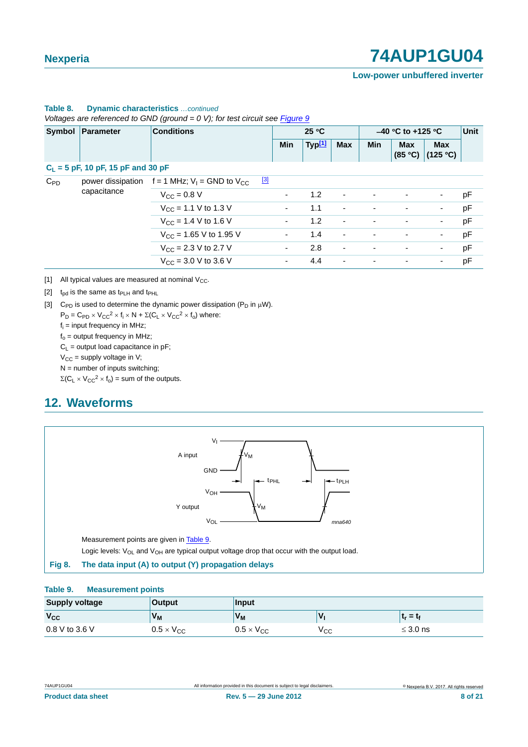**Table 8. Dynamic characteristics** *...continued*

*Voltages are referenced to GND (ground = 0 V); for test circuit see Figure 9*

| Symbol | Parameter | Conditions | 25 °C | | | −40 °C to +125 °C | | | Unit |
|---|---|---|---|---|---|---|---|---|---|
| | | | Min | Typ[1] | Max | Min | Max (85 °C) | Max (125 °C) | |
| **$C_L$ = 5 pF, 10 pF, 15 pF and 30 pF** | | | | | | | | | |
| $C_{PD}$ | power dissipation capacitance | f = 1 MHz; $V_I$ = GND to $V_{CC}$ [3] | | | | | | | |
| | | $V_{CC}$ = 0.8 V | - | 1.2 | - | - | - | - | pF |
| | | $V_{CC}$ = 1.1 V to 1.3 V | - | 1.1 | - | - | - | - | pF |
| | | $V_{CC}$ = 1.4 V to 1.6 V | - | 1.2 | - | - | - | - | pF |
| | | $V_{CC}$ = 1.65 V to 1.95 V | - | 1.4 | - | - | - | - | pF |
| | | $V_{CC}$ = 2.3 V to 2.7 V | - | 2.8 | - | - | - | - | pF |
| | | $V_{CC}$ = 3.0 V to 3.6 V | - | 4.4 | - | - | - | - | pF |

[1] All typical values are measured at nominal $V_{CC}$.

[2] $t_{pd}$ is the same as $t_{PLH}$ and $t_{PHL}$

[3] $C_{PD}$ is used to determine the dynamic power dissipation ($P_D$ in μW).

$P_D = C_{PD} \times V_{CC}^2 \times f_i \times N + \Sigma(C_L \times V_{CC}^2 \times f_o)$ where:

$f_i$ = input frequency in MHz;

$f_o$ = output frequency in MHz;

$C_L$ = output load capacitance in pF;

$V_{CC}$ = supply voltage in V;

N = number of inputs switching;

$\Sigma(C_L \times V_{CC}^2 \times f_o)$ = sum of the outputs.

## 12. Waveforms

Measurement points are given in Table 9.

Logic levels: $V_{OL}$ and $V_{OH}$ are typical output voltage drop that occur with the output load.

**Fig 8. The data input (A) to output (Y) propagation delays**

**Table 9. Measurement points**

| Supply voltage | Output | Input | | |
|---|---|---|---|---|
| $V_{CC}$ | $V_M$ | $V_M$ | $V_I$ | $t_r = t_f$ |
| 0.8 V to 3.6 V | $0.5 \times V_{CC}$ | $0.5 \times V_{CC}$ | $V_{CC}$ | ≤ 3.0 ns |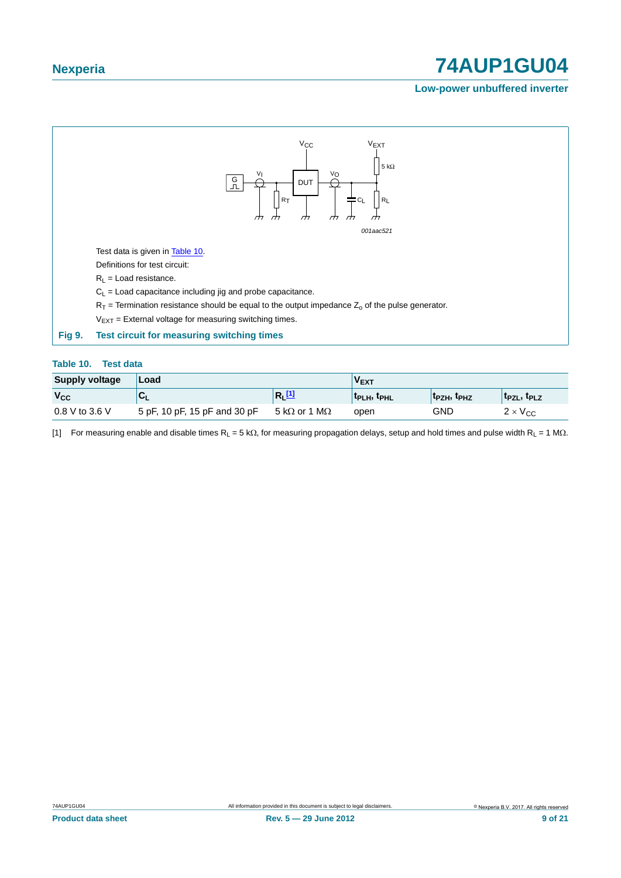Test data is given in Table 10.

Definitions for test circuit:

$R_L$ = Load resistance.

$C_L$ = Load capacitance including jig and probe capacitance.

$R_T$ = Termination resistance should be equal to the output impedance $Z_o$ of the pulse generator.

$V_{EXT}$ = External voltage for measuring switching times.

**Fig 9. Test circuit for measuring switching times**

**Table 10. Test data**

| Supply voltage | Load | | $V_{EXT}$ | | |
|---|---|---|---|---|---|
| $V_{CC}$ | $C_L$ | $R_L$ [1] | $t_{PLH}$, $t_{PHL}$ | $t_{PZH}$, $t_{PHZ}$ | $t_{PZL}$, $t_{PLZ}$ |
| 0.8 V to 3.6 V | 5 pF, 10 pF, 15 pF and 30 pF | 5 kΩ or 1 MΩ | open | GND | $2 \times V_{CC}$ |

[1] For measuring enable and disable times $R_L$ = 5 kΩ, for measuring propagation delays, setup and hold times and pulse width $R_L$ = 1 MΩ.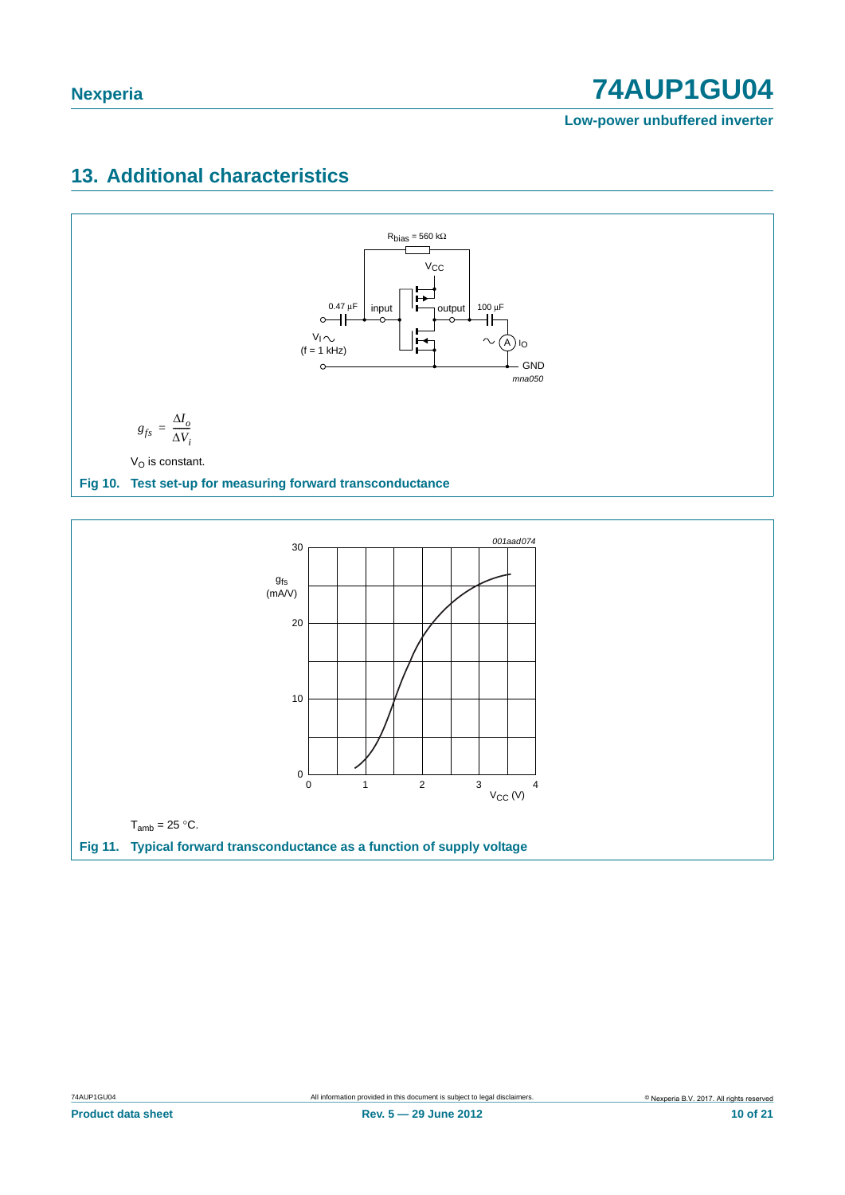## 13. Additional characteristics

$$g_{fs} = \frac{\Delta I_o}{\Delta V_i}$$

$V_O$ is constant.

**Fig 10. Test set-up for measuring forward transconductance**

$T_{amb} = 25\ °C$.

**Fig 11. Typical forward transconductance as a function of supply voltage**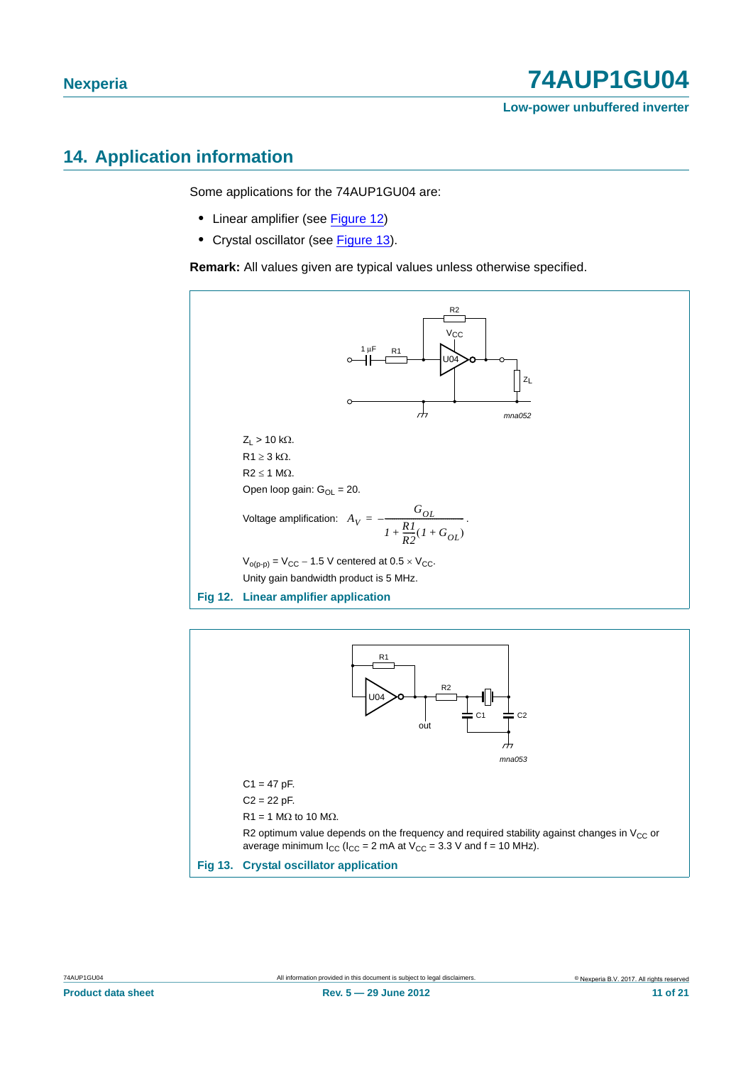## 14. Application information

Some applications for the 74AUP1GU04 are:

- Linear amplifier (see Figure 12)
- Crystal oscillator (see Figure 13).

**Remark:** All values given are typical values unless otherwise specified.

$Z_L$ > 10 kΩ.

R1 ≥ 3 kΩ.

R2 ≤ 1 MΩ.

Open loop gain: $G_{OL}$ = 20.

Voltage amplification: $A_V = -\dfrac{G_{OL}}{1 + \dfrac{R1}{R2}(1 + G_{OL})}$.

$V_{o(p\text{-}p)} = V_{CC} - 1.5$ V centered at $0.5 \times V_{CC}$.

Unity gain bandwidth product is 5 MHz.

**Fig 12. Linear amplifier application**

C1 = 47 pF.

C2 = 22 pF.

R1 = 1 MΩ to 10 MΩ.

R2 optimum value depends on the frequency and required stability against changes in $V_{CC}$ or average minimum $I_{CC}$ ($I_{CC}$ = 2 mA at $V_{CC}$ = 3.3 V and f = 10 MHz).

**Fig 13. Crystal oscillator application**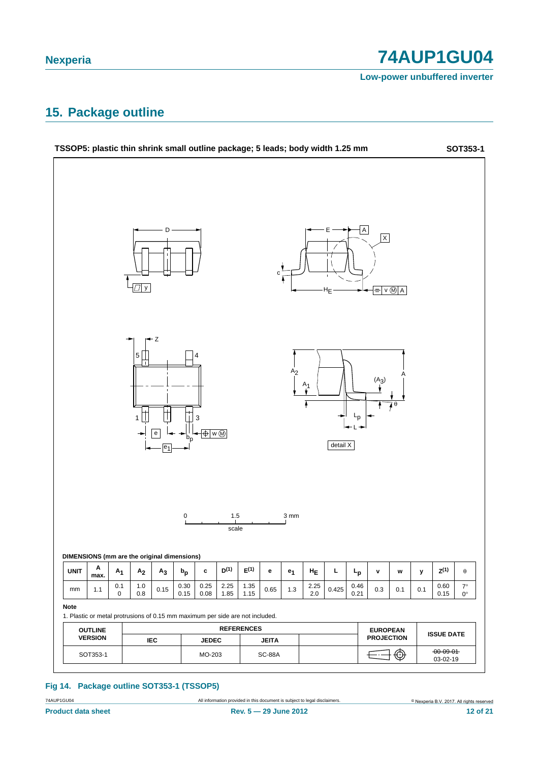## 15. Package outline

**TSSOP5: plastic thin shrink small outline package; 5 leads; body width 1.25 mm** **SOT353-1**

DIMENSIONS (mm are the original dimensions)

| UNIT | A max. | $A_1$ | $A_2$ | $A_3$ | $b_p$ | c | D(1) | E(1) | e | $e_1$ | $H_E$ | L | $L_p$ | v | w | y | Z(1) | θ |
|---|---|---|---|---|---|---|---|---|---|---|---|---|---|---|---|---|---|---|
| mm | 1.1 | 0.1<br>0 | 1.0<br>0.8 | 0.15 | 0.30<br>0.15 | 0.25<br>0.08 | 2.25<br>1.85 | 1.35<br>1.15 | 0.65 | 1.3 | 2.25<br>2.0 | 0.425 | 0.46<br>0.21 | 0.3 | 0.1 | 0.1 | 0.60<br>0.15 | 7°<br>0° |

**Note**

1. Plastic or metal protrusions of 0.15 mm maximum per side are not included.

| OUTLINE VERSION | REFERENCES | | | | EUROPEAN PROJECTION | ISSUE DATE |
|---|---|---|---|---|---|---|
| | IEC | JEDEC | JEITA | | | |
| SOT353-1 | | MO-203 | SC-88A | | | ~~00-09-01~~<br>03-02-19 |

**Fig 14. Package outline SOT353-1 (TSSOP5)**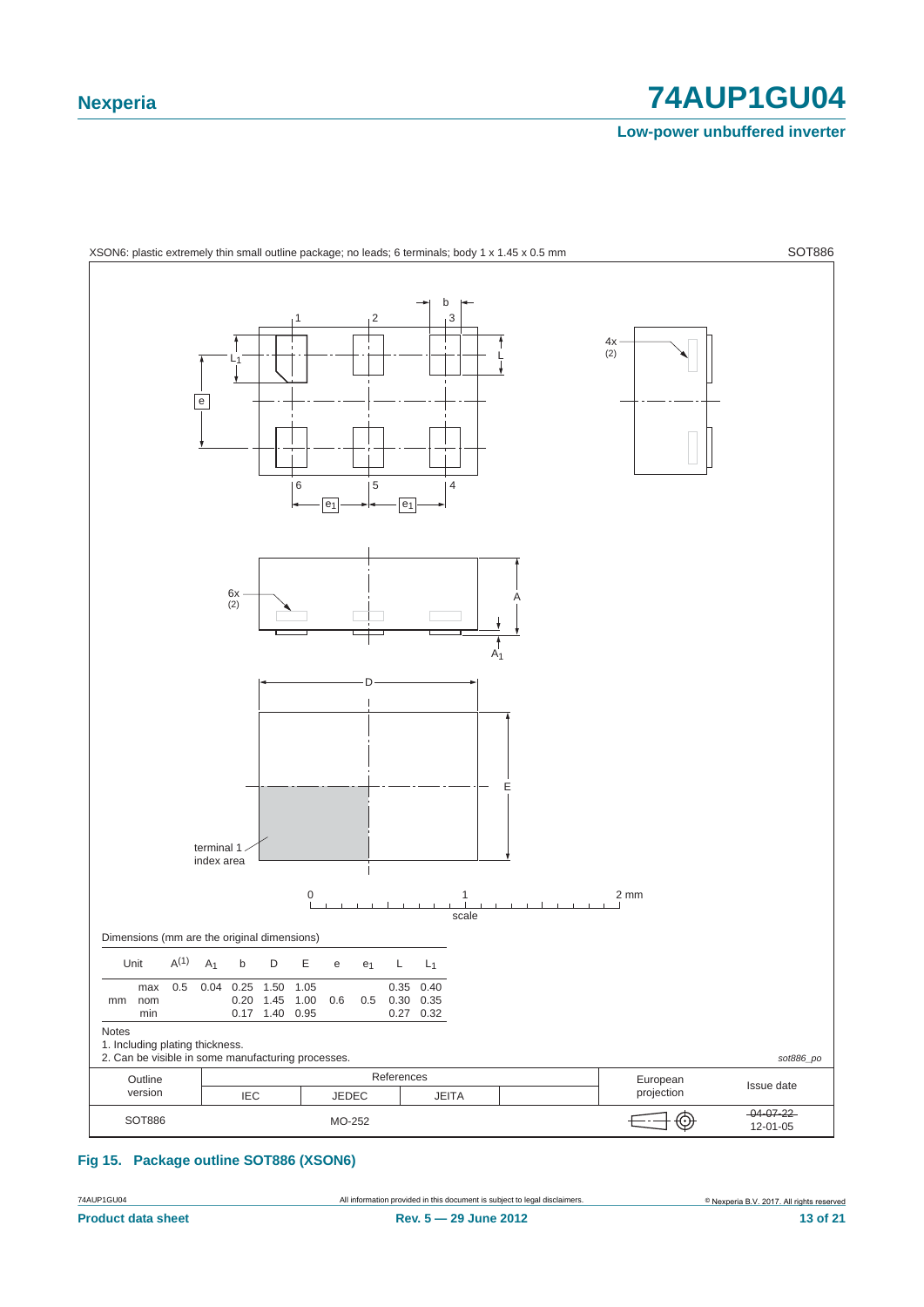XSON6: plastic extremely thin small outline package; no leads; 6 terminals; body 1 x 1.45 x 0.5 mm — SOT886

Dimensions (mm are the original dimensions)

| Unit | | $A^{(1)}$ | $A_1$ | b | D | E | e | $e_1$ | L | $L_1$ |
|---|---|---|---|---|---|---|---|---|---|---|
| mm | max | 0.5 | 0.04 | 0.25 | 1.50 | 1.05 | | | 0.35 | 0.40 |
| | nom | | | 0.20 | 1.45 | 1.00 | 0.6 | 0.5 | 0.30 | 0.35 |
| | min | | | 0.17 | 1.40 | 0.95 | | | 0.27 | 0.32 |

Notes

1. Including plating thickness.
2. Can be visible in some manufacturing processes.

sot886_po

| Outline version | References | | | | European projection | Issue date |
|---|---|---|---|---|---|---|
| | IEC | JEDEC | JEITA | | | |
| SOT886 | | MO-252 | | | | ~~04-07-22~~ 12-01-05 |

**Fig 15. Package outline SOT886 (XSON6)**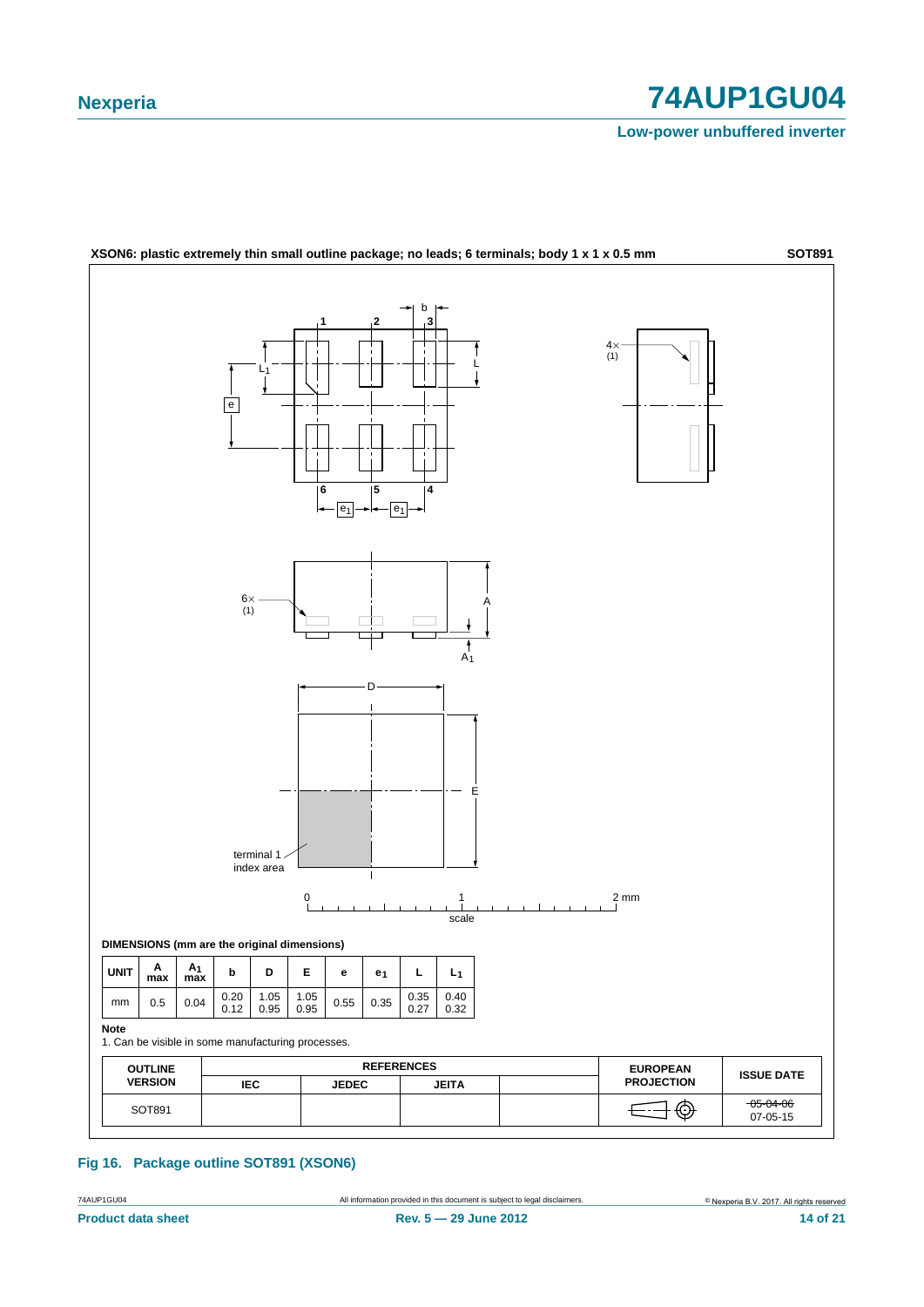**XSON6: plastic extremely thin small outline package; no leads; 6 terminals; body 1 x 1 x 0.5 mm** **SOT891**

**DIMENSIONS (mm are the original dimensions)**

| UNIT | A max | $A_1$ max | b | D | E | e | $e_1$ | L | $L_1$ |
|---|---|---|---|---|---|---|---|---|---|
| mm | 0.5 | 0.04 | 0.20<br>0.12 | 1.05<br>0.95 | 1.05<br>0.95 | 0.55 | 0.35 | 0.35<br>0.27 | 0.40<br>0.32 |

**Note**

1. Can be visible in some manufacturing processes.

| OUTLINE VERSION | REFERENCES | | | | EUROPEAN PROJECTION | ISSUE DATE |
|---|---|---|---|---|---|---|
| | IEC | JEDEC | JEITA | | | |
| SOT891 | | | | | | ~~05-04-06~~<br>07-05-15 |

**Fig 16. Package outline SOT891 (XSON6)**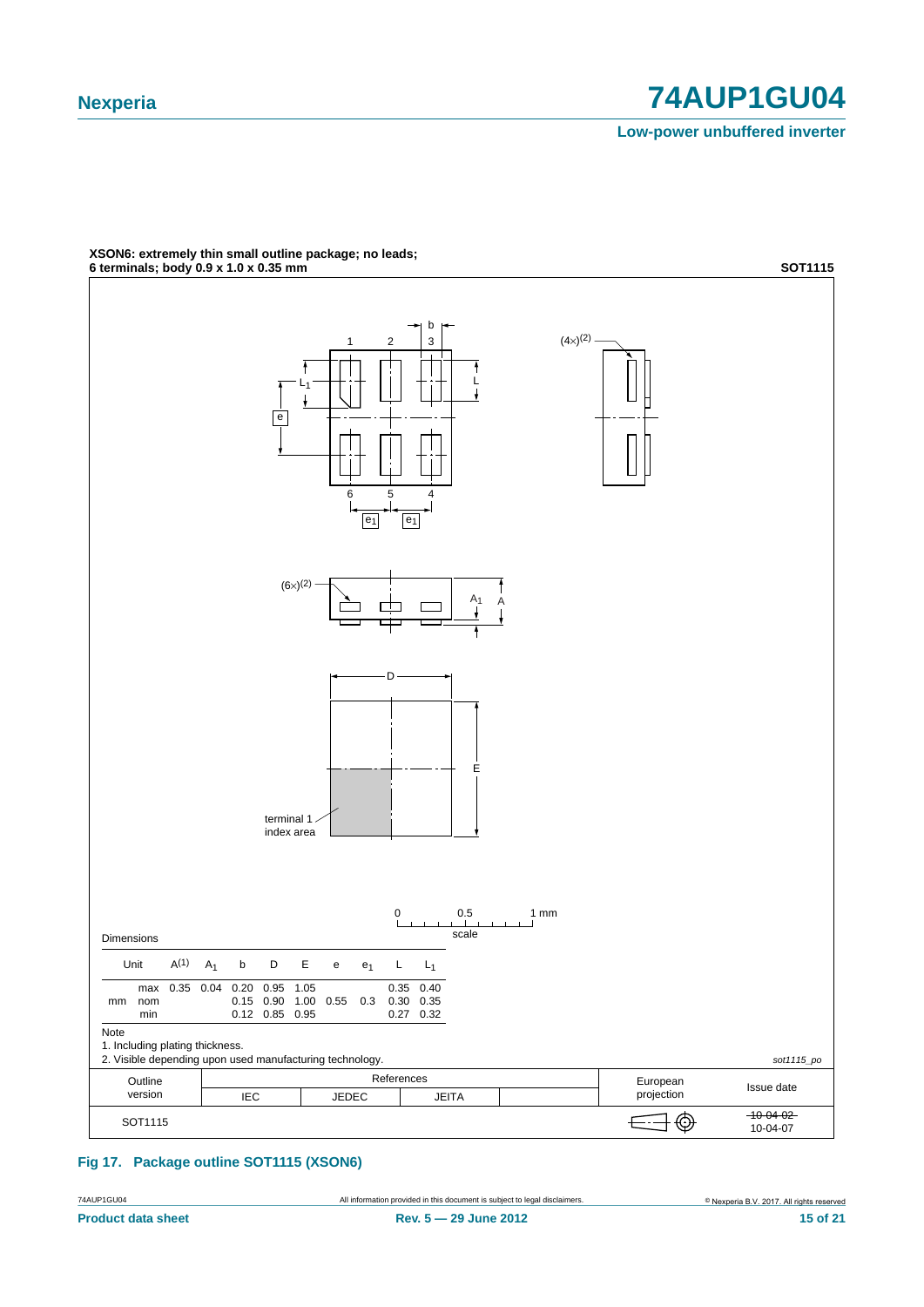**XSON6: extremely thin small outline package; no leads; 6 terminals; body 0.9 x 1.0 x 0.35 mm** **SOT1115**

Dimensions

| Unit | | $A^{(1)}$ | $A_1$ | b | D | E | e | $e_1$ | L | $L_1$ |
|---|---|---|---|---|---|---|---|---|---|---|
| mm | max | 0.35 | 0.04 | 0.20 | 0.95 | 1.05 | | | 0.35 | 0.40 |
| | nom | | | 0.15 | 0.90 | 1.00 | 0.55 | 0.3 | 0.30 | 0.35 |
| | min | | | 0.12 | 0.85 | 0.95 | | | 0.27 | 0.32 |

Note

1. Including plating thickness.
2. Visible depending upon used manufacturing technology.

*sot1115_po*

| Outline version | References IEC | References JEDEC | References JEITA | | European projection | Issue date |
|---|---|---|---|---|---|---|
| SOT1115 | | | | | | ~~10-04-02~~ 10-04-07 |

**Fig 17. Package outline SOT1115 (XSON6)**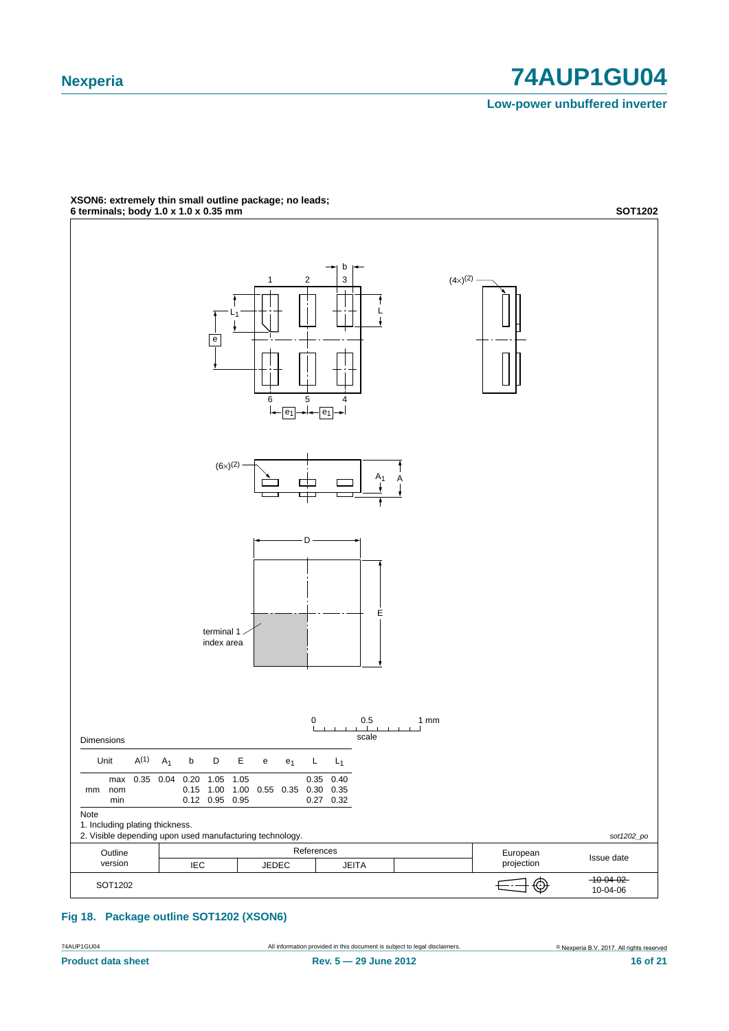**XSON6: extremely thin small outline package; no leads; 6 terminals; body 1.0 x 1.0 x 0.35 mm** **SOT1202**

Dimensions

| Unit | | $A^{(1)}$ | $A_1$ | b | D | E | e | $e_1$ | L | $L_1$ |
|---|---|---|---|---|---|---|---|---|---|---|
| mm | max | 0.35 | 0.04 | 0.20 | 1.05 | 1.05 | | | 0.35 | 0.40 |
| | nom | | | 0.15 | 1.00 | 1.00 | 0.55 | 0.35 | 0.30 | 0.35 |
| | min | | | 0.12 | 0.95 | 0.95 | | | 0.27 | 0.32 |

Note

1. Including plating thickness.
2. Visible depending upon used manufacturing technology.

sot1202_po

| Outline version | References | | | | European projection | Issue date |
|---|---|---|---|---|---|---|
| | IEC | JEDEC | JEITA | | | |
| SOT1202 | | | | | | ~~10-04-02~~ 10-04-06 |

**Fig 18. Package outline SOT1202 (XSON6)**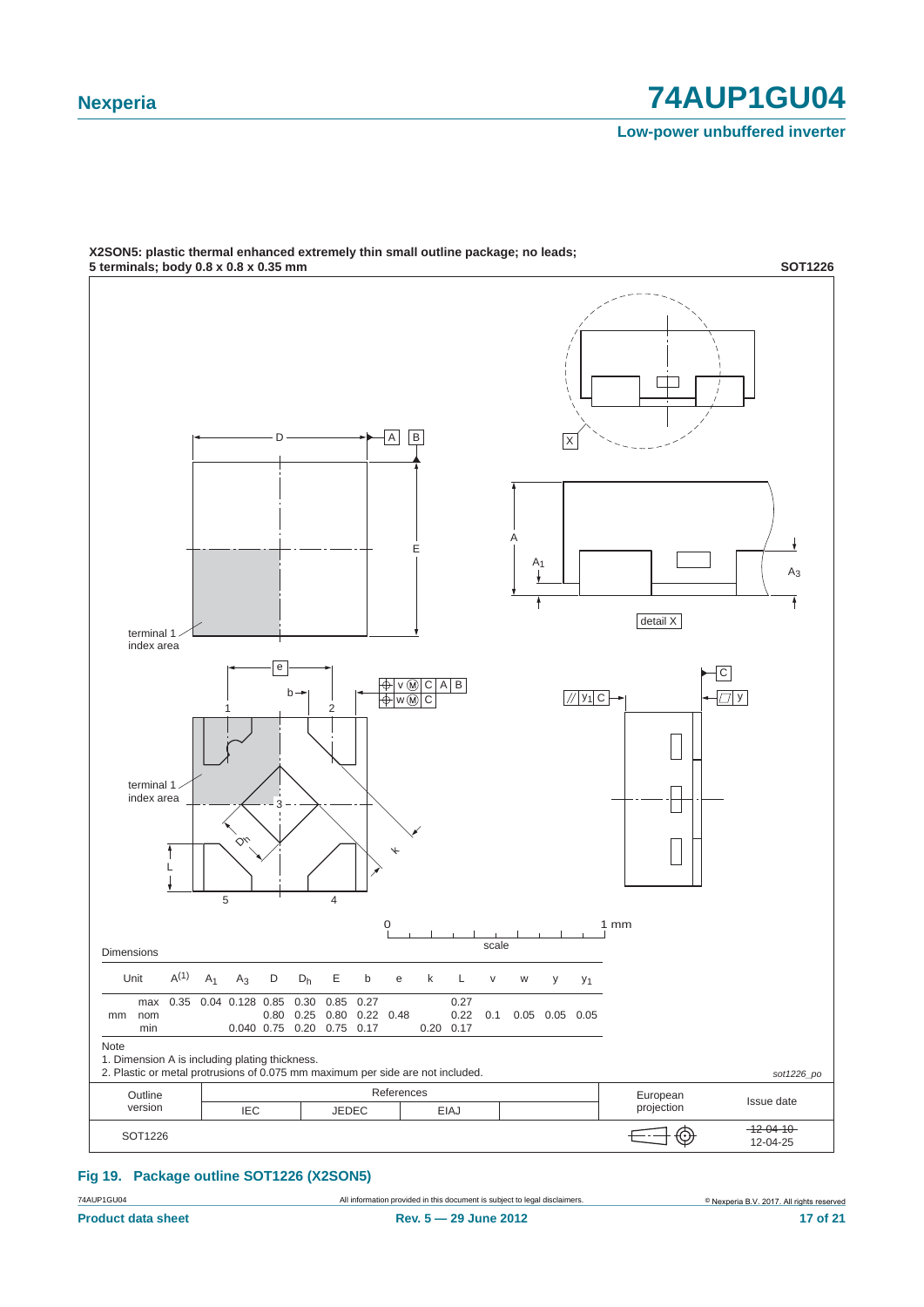**X2SON5: plastic thermal enhanced extremely thin small outline package; no leads; 5 terminals; body 0.8 x 0.8 x 0.35 mm** **SOT1226**

Dimensions

| Unit | | $A^{(1)}$ | $A_1$ | $A_3$ | D | $D_h$ | E | b | e | k | L | v | w | y | $y_1$ |
|---|---|---|---|---|---|---|---|---|---|---|---|---|---|---|---|
| mm | max | 0.35 | 0.04 | 0.128 | 0.85 | 0.30 | 0.85 | 0.27 | | | 0.27 | | | | |
| | nom | | | | 0.80 | 0.25 | 0.80 | 0.22 | 0.48 | | 0.22 | 0.1 | 0.05 | 0.05 | 0.05 |
| | min | | | 0.040 | 0.75 | 0.20 | 0.75 | 0.17 | | 0.20 | 0.17 | | | | |

Note

1. Dimension A is including plating thickness.
2. Plastic or metal protrusions of 0.075 mm maximum per side are not included.

*sot1226_po*

| Outline version | References | | | | European projection | Issue date |
|---|---|---|---|---|---|---|
| | IEC | JEDEC | EIAJ | | | |
| SOT1226 | | | | | | ~~12-04-10~~ 12-04-25 |

**Fig 19. Package outline SOT1226 (X2SON5)**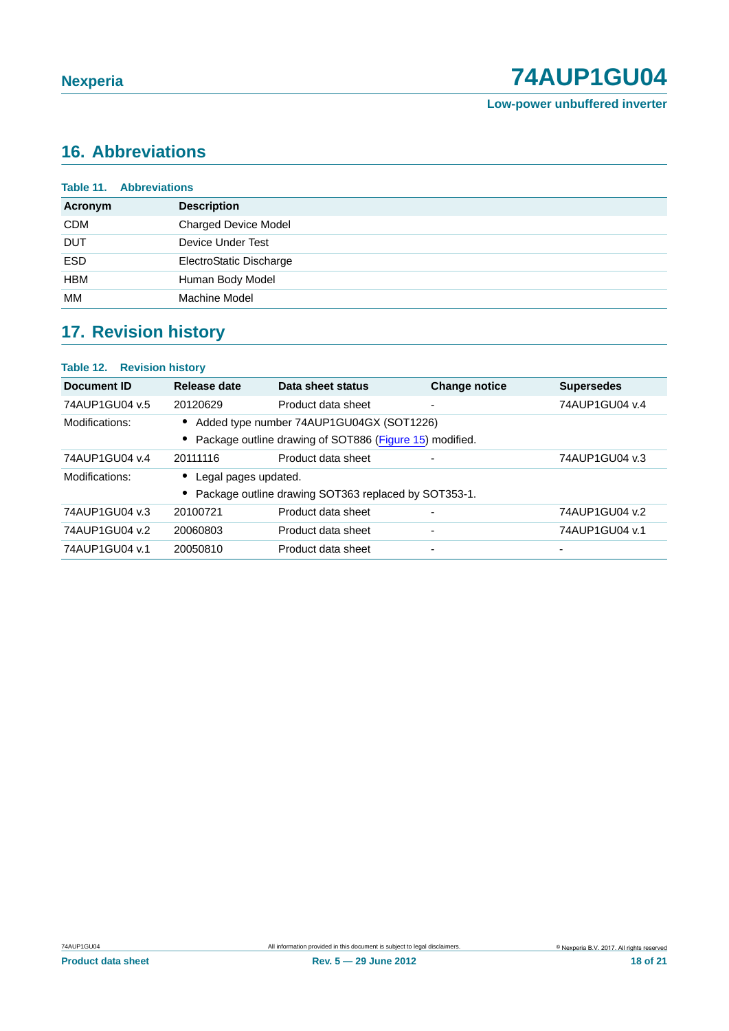## 16. Abbreviations

**Table 11. Abbreviations**

| Acronym | Description |
|---|---|
| CDM | Charged Device Model |
| DUT | Device Under Test |
| ESD | ElectroStatic Discharge |
| HBM | Human Body Model |
| MM | Machine Model |

## 17. Revision history

**Table 12. Revision history**

| Document ID | Release date | Data sheet status | Change notice | Supersedes |
|---|---|---|---|---|
| 74AUP1GU04 v.5 | 20120629 | Product data sheet | - | 74AUP1GU04 v.4 |
| Modifications: | • Added type number 74AUP1GU04GX (SOT1226)<br>• Package outline drawing of SOT886 (Figure 15) modified. | | | |
| 74AUP1GU04 v.4 | 20111116 | Product data sheet | - | 74AUP1GU04 v.3 |
| Modifications: | • Legal pages updated.<br>• Package outline drawing SOT363 replaced by SOT353-1. | | | |
| 74AUP1GU04 v.3 | 20100721 | Product data sheet | - | 74AUP1GU04 v.2 |
| 74AUP1GU04 v.2 | 20060803 | Product data sheet | - | 74AUP1GU04 v.1 |
| 74AUP1GU04 v.1 | 20050810 | Product data sheet | - | - |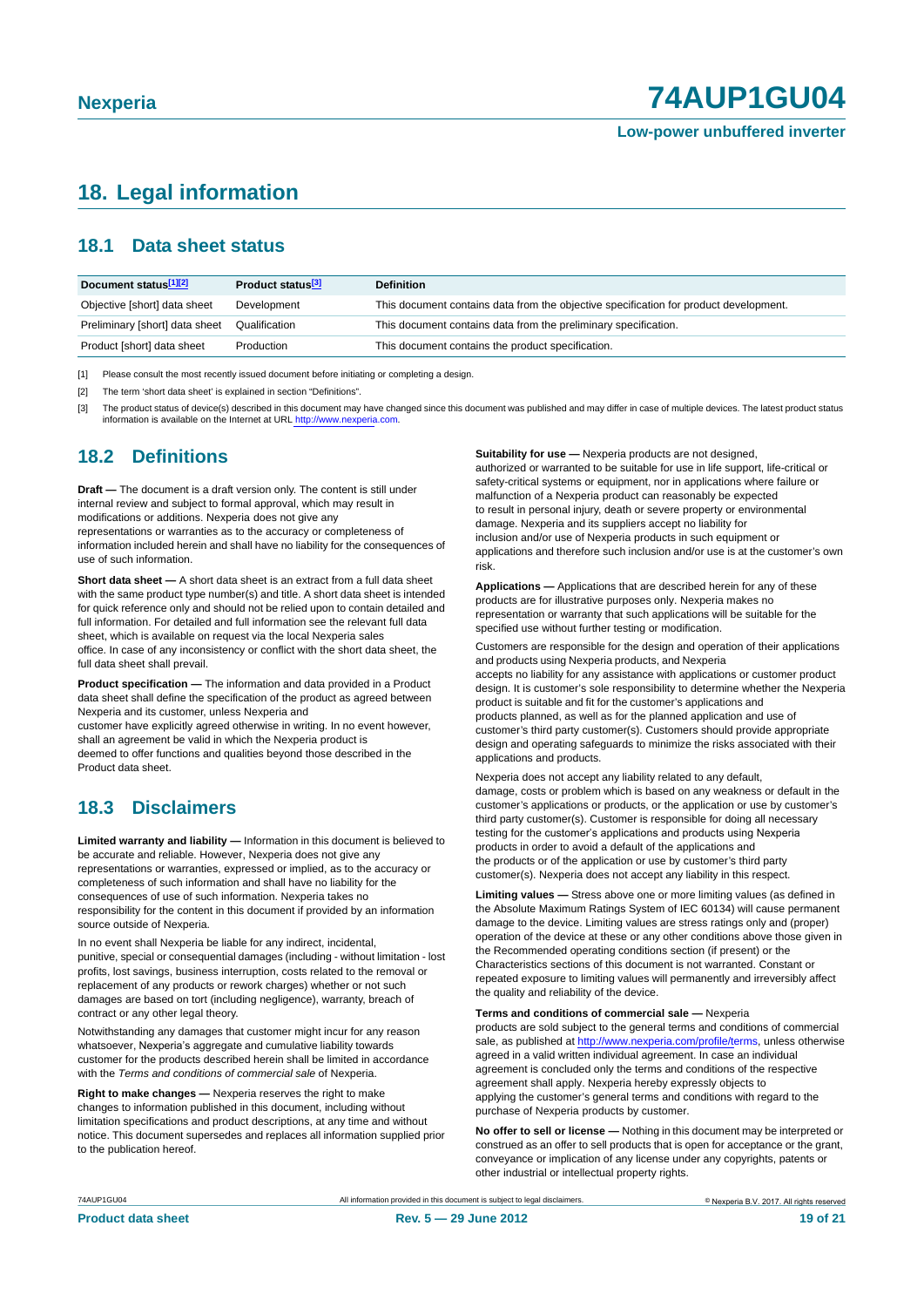## 18. Legal information

### 18.1 Data sheet status

| Document status[1][2] | Product status[3] | Definition |
|---|---|---|
| Objective [short] data sheet | Development | This document contains data from the objective specification for product development. |
| Preliminary [short] data sheet | Qualification | This document contains data from the preliminary specification. |
| Product [short] data sheet | Production | This document contains the product specification. |

[1] Please consult the most recently issued document before initiating or completing a design.

[2] The term 'short data sheet' is explained in section "Definitions".

[3] The product status of device(s) described in this document may have changed since this document was published and may differ in case of multiple devices. The latest product status information is available on the Internet at URL http://www.nexperia.com.

### 18.2 Definitions

**Draft —** The document is a draft version only. The content is still under internal review and subject to formal approval, which may result in modifications or additions. Nexperia does not give any representations or warranties as to the accuracy or completeness of information included herein and shall have no liability for the consequences of use of such information.

**Short data sheet —** A short data sheet is an extract from a full data sheet with the same product type number(s) and title. A short data sheet is intended for quick reference only and should not be relied upon to contain detailed and full information. For detailed and full information see the relevant full data sheet, which is available on request via the local Nexperia sales office. In case of any inconsistency or conflict with the short data sheet, the full data sheet shall prevail.

**Product specification —** The information and data provided in a Product data sheet shall define the specification of the product as agreed between Nexperia and its customer, unless Nexperia and customer have explicitly agreed otherwise in writing. In no event however, shall an agreement be valid in which the Nexperia product is deemed to offer functions and qualities beyond those described in the Product data sheet.

### 18.3 Disclaimers

**Limited warranty and liability —** Information in this document is believed to be accurate and reliable. However, Nexperia does not give any representations or warranties, expressed or implied, as to the accuracy or completeness of such information and shall have no liability for the consequences of use of such information. Nexperia takes no responsibility for the content in this document if provided by an information source outside of Nexperia.

In no event shall Nexperia be liable for any indirect, incidental, punitive, special or consequential damages (including - without limitation - lost profits, lost savings, business interruption, costs related to the removal or replacement of any products or rework charges) whether or not such damages are based on tort (including negligence), warranty, breach of contract or any other legal theory.

Notwithstanding any damages that customer might incur for any reason whatsoever, Nexperia's aggregate and cumulative liability towards customer for the products described herein shall be limited in accordance with the *Terms and conditions of commercial sale* of Nexperia.

**Right to make changes —** Nexperia reserves the right to make changes to information published in this document, including without limitation specifications and product descriptions, at any time and without notice. This document supersedes and replaces all information supplied prior to the publication hereof.

**Suitability for use —** Nexperia products are not designed, authorized or warranted to be suitable for use in life support, life-critical or safety-critical systems or equipment, nor in applications where failure or malfunction of a Nexperia product can reasonably be expected to result in personal injury, death or severe property or environmental damage. Nexperia and its suppliers accept no liability for inclusion and/or use of Nexperia products in such equipment or applications and therefore such inclusion and/or use is at the customer's own risk.

**Applications —** Applications that are described herein for any of these products are for illustrative purposes only. Nexperia makes no representation or warranty that such applications will be suitable for the specified use without further testing or modification.

Customers are responsible for the design and operation of their applications and products using Nexperia products, and Nexperia accepts no liability for any assistance with applications or customer product design. It is customer's sole responsibility to determine whether the Nexperia product is suitable and fit for the customer's applications and products planned, as well as for the planned application and use of customer's third party customer(s). Customers should provide appropriate design and operating safeguards to minimize the risks associated with their applications and products.

Nexperia does not accept any liability related to any default, damage, costs or problem which is based on any weakness or default in the customer's applications or products, or the application or use by customer's third party customer(s). Customer is responsible for doing all necessary testing for the customer's applications and products using Nexperia products in order to avoid a default of the applications and the products or of the application or use by customer's third party customer(s). Nexperia does not accept any liability in this respect.

**Limiting values —** Stress above one or more limiting values (as defined in the Absolute Maximum Ratings System of IEC 60134) will cause permanent damage to the device. Limiting values are stress ratings only and (proper) operation of the device at these or any other conditions above those given in the Recommended operating conditions section (if present) or the Characteristics sections of this document is not warranted. Constant or repeated exposure to limiting values will permanently and irreversibly affect the quality and reliability of the device.

**Terms and conditions of commercial sale —** Nexperia products are sold subject to the general terms and conditions of commercial sale, as published at http://www.nexperia.com/profile/terms, unless otherwise agreed in a valid written individual agreement. In case an individual agreement is concluded only the terms and conditions of the respective agreement shall apply. Nexperia hereby expressly objects to applying the customer's general terms and conditions with regard to the purchase of Nexperia products by customer.

**No offer to sell or license —** Nothing in this document may be interpreted or construed as an offer to sell products that is open for acceptance or the grant, conveyance or implication of any license under any copyrights, patents or other industrial or intellectual property rights.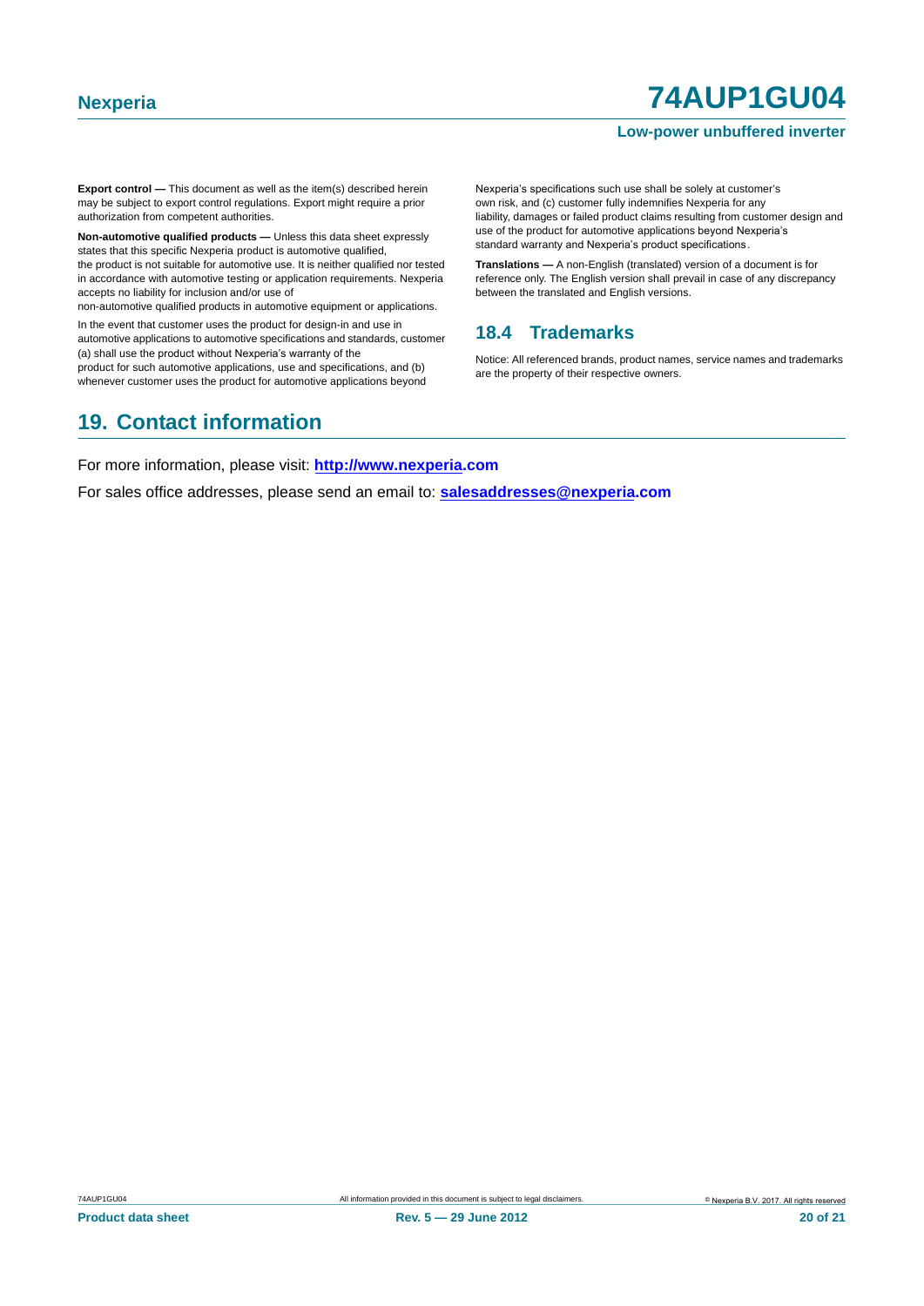**Export control —** This document as well as the item(s) described herein may be subject to export control regulations. Export might require a prior authorization from competent authorities.

**Non-automotive qualified products —** Unless this data sheet expressly states that this specific Nexperia product is automotive qualified, the product is not suitable for automotive use. It is neither qualified nor tested in accordance with automotive testing or application requirements. Nexperia accepts no liability for inclusion and/or use of non-automotive qualified products in automotive equipment or applications.

In the event that customer uses the product for design-in and use in automotive applications to automotive specifications and standards, customer (a) shall use the product without Nexperia's warranty of the product for such automotive applications, use and specifications, and (b) whenever customer uses the product for automotive applications beyond Nexperia's specifications such use shall be solely at customer's own risk, and (c) customer fully indemnifies Nexperia for any liability, damages or failed product claims resulting from customer design and use of the product for automotive applications beyond Nexperia's standard warranty and Nexperia's product specifications.

**Translations —** A non-English (translated) version of a document is for reference only. The English version shall prevail in case of any discrepancy between the translated and English versions.

### 18.4 Trademarks

Notice: All referenced brands, product names, service names and trademarks are the property of their respective owners.

## 19. Contact information

For more information, please visit: **http://www.nexperia.com**

For sales office addresses, please send an email to: **salesaddresses@nexperia.com**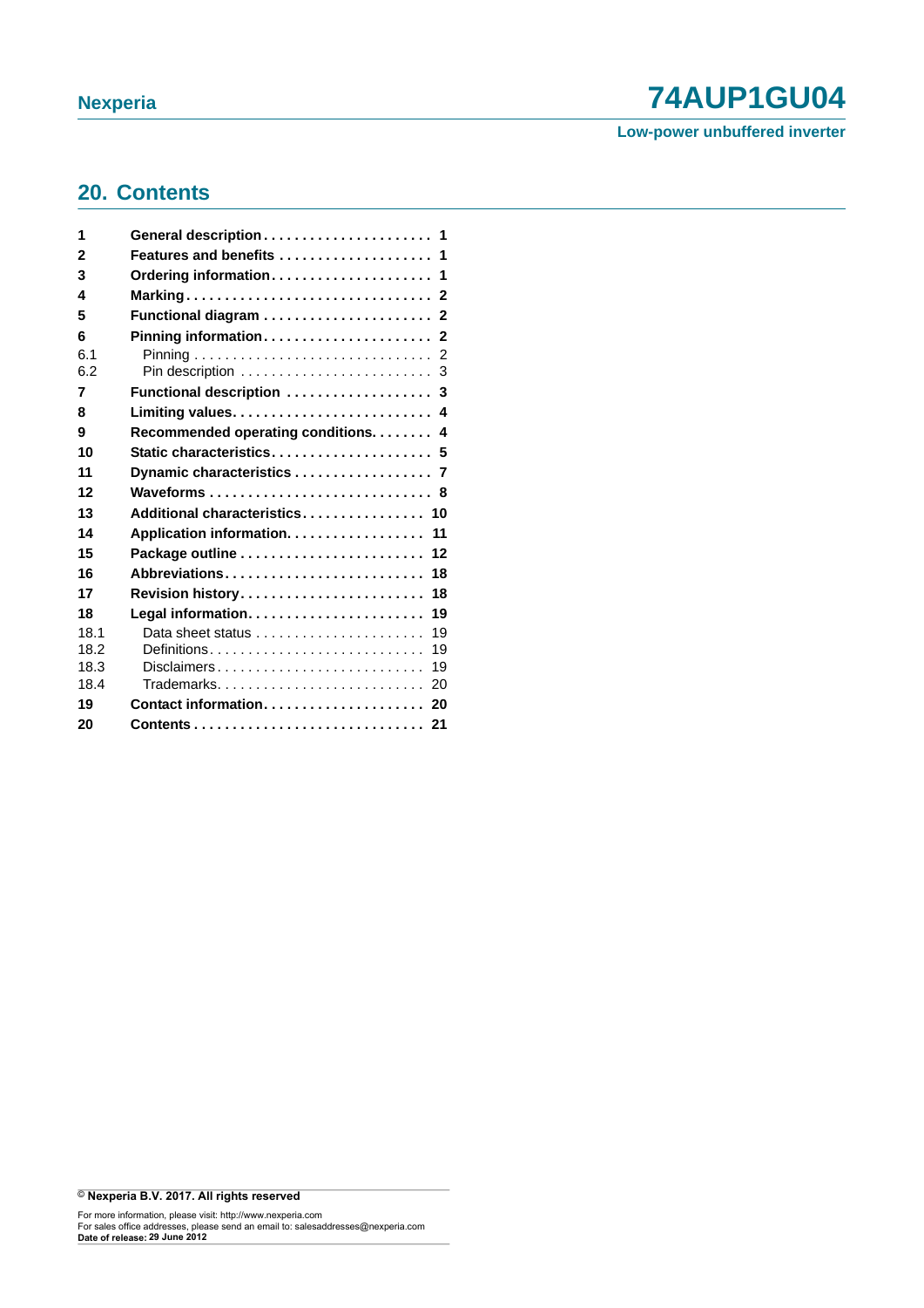## 20. Contents

**1** **General description** . . . . . . . . . . . . . . . . . . . . . . **1**
**2** **Features and benefits** . . . . . . . . . . . . . . . . . . . . **1**
**3** **Ordering information** . . . . . . . . . . . . . . . . . . . . **1**
**4** **Marking** . . . . . . . . . . . . . . . . . . . . . . . . . . . . . . . . **2**
**5** **Functional diagram** . . . . . . . . . . . . . . . . . . . . . . **2**
**6** **Pinning information** . . . . . . . . . . . . . . . . . . . . . . **2**
6.1 Pinning . . . . . . . . . . . . . . . . . . . . . . . . . . . . . . . 2
6.2 Pin description . . . . . . . . . . . . . . . . . . . . . . . . . 3
**7** **Functional description** . . . . . . . . . . . . . . . . . . . **3**
**8** **Limiting values** . . . . . . . . . . . . . . . . . . . . . . . . . . **4**
**9** **Recommended operating conditions** . . . . . . . . **4**
**10** **Static characteristics** . . . . . . . . . . . . . . . . . . . . **5**
**11** **Dynamic characteristics** . . . . . . . . . . . . . . . . . . **7**
**12** **Waveforms** . . . . . . . . . . . . . . . . . . . . . . . . . . . . . **8**
**13** **Additional characteristics** . . . . . . . . . . . . . . . . **10**
**14** **Application information** . . . . . . . . . . . . . . . . . . **11**
**15** **Package outline** . . . . . . . . . . . . . . . . . . . . . . . . **12**
**16** **Abbreviations** . . . . . . . . . . . . . . . . . . . . . . . . . . **18**
**17** **Revision history** . . . . . . . . . . . . . . . . . . . . . . . . **18**
**18** **Legal information** . . . . . . . . . . . . . . . . . . . . . . . **19**
18.1 Data sheet status . . . . . . . . . . . . . . . . . . . . . . 19
18.2 Definitions . . . . . . . . . . . . . . . . . . . . . . . . . . . . 19
18.3 Disclaimers . . . . . . . . . . . . . . . . . . . . . . . . . . . 19
18.4 Trademarks . . . . . . . . . . . . . . . . . . . . . . . . . . . 20
**19** **Contact information** . . . . . . . . . . . . . . . . . . . . . **20**
**20** **Contents** . . . . . . . . . . . . . . . . . . . . . . . . . . . . . . **21**

**© Nexperia B.V. 2017. All rights reserved**

For more information, please visit: http://www.nexperia.com
For sales office addresses, please send an email to: salesaddresses@nexperia.com
**Date of release: 29 June 2012**